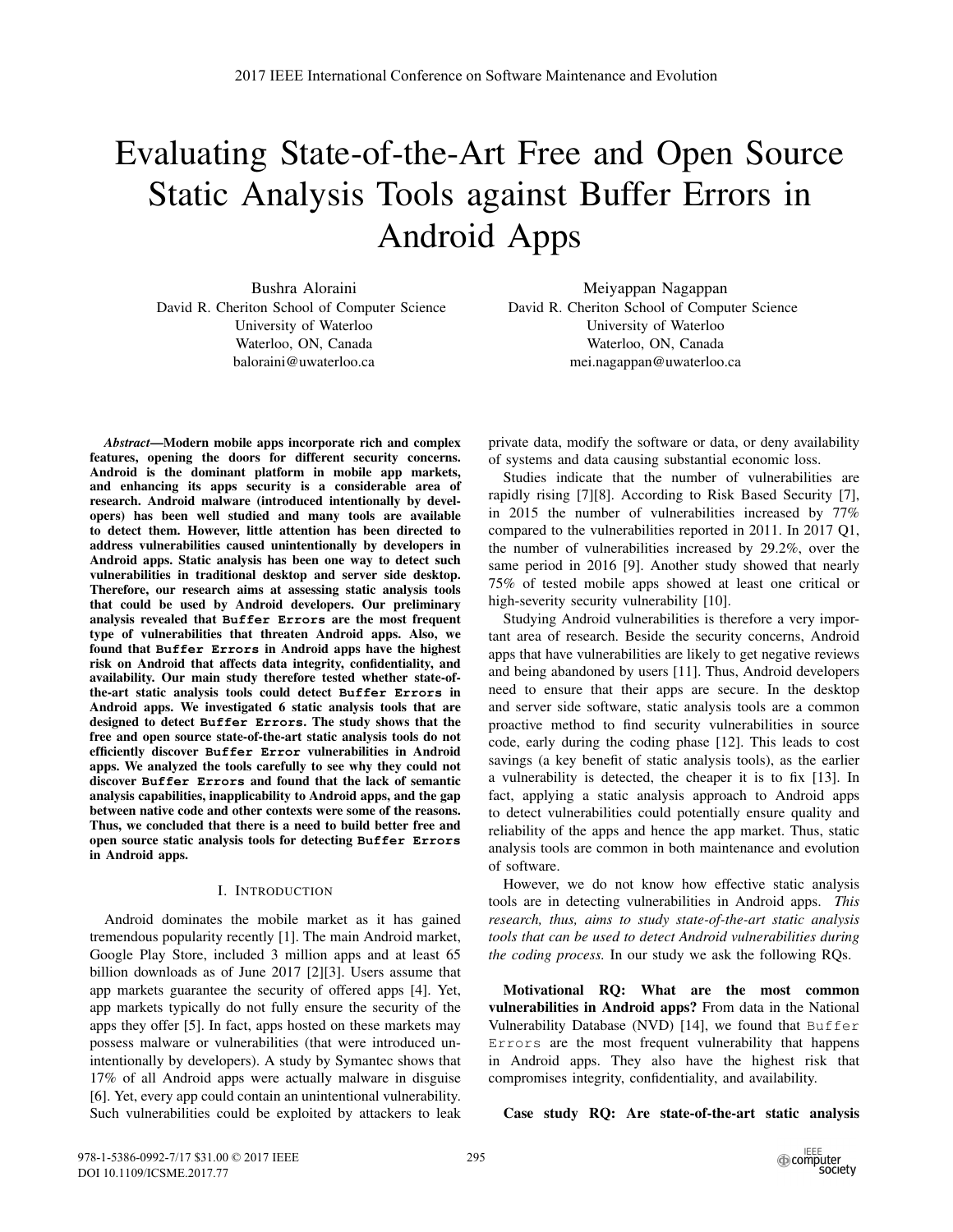# Evaluating State-of-the-Art Free and Open Source Static Analysis Tools against Buffer Errors in Android Apps

Bushra Aloraini
David R. Cheriton School of Computer Science
University of Waterloo
Waterloo, ON, Canada
baloraini@uwaterloo.ca

Meiyappan Nagappan
David R. Cheriton School of Computer Science
University of Waterloo
Waterloo, ON, Canada
mei.nagappan@uwaterloo.ca

***Abstract*—Modern mobile apps incorporate rich and complex features, opening the doors for different security concerns. Android is the dominant platform in mobile app markets, and enhancing its apps security is a considerable area of research. Android malware (introduced intentionally by developers) has been well studied and many tools are available to detect them. However, little attention has been directed to address vulnerabilities caused unintentionally by developers in Android apps. Static analysis has been one way to detect such vulnerabilities in traditional desktop and server side desktop. Therefore, our research aims at assessing static analysis tools that could be used by Android developers. Our preliminary analysis revealed that `Buffer Errors` are the most frequent type of vulnerabilities that threaten Android apps. Also, we found that `Buffer Errors` in Android apps have the highest risk on Android that affects data integrity, confidentiality, and availability. Our main study therefore tested whether state-of-the-art static analysis tools could detect `Buffer Errors` in Android apps. We investigated 6 static analysis tools that are designed to detect `Buffer Errors`. The study shows that the free and open source state-of-the-art static analysis tools do not efficiently discover `Buffer Error` vulnerabilities in Android apps. We analyzed the tools carefully to see why they could not discover `Buffer Errors` and found that the lack of semantic analysis capabilities, inapplicability to Android apps, and the gap between native code and other contexts were some of the reasons. Thus, we concluded that there is a need to build better free and open source static analysis tools for detecting `Buffer Errors` in Android apps.**

## I. Introduction

Android dominates the mobile market as it has gained tremendous popularity recently [1]. The main Android market, Google Play Store, included 3 million apps and at least 65 billion downloads as of June 2017 [2][3]. Users assume that app markets guarantee the security of offered apps [4]. Yet, app markets typically do not fully ensure the security of the apps they offer [5]. In fact, apps hosted on these markets may possess malware or vulnerabilities (that were introduced unintentionally by developers). A study by Symantec shows that 17% of all Android apps were actually malware in disguise [6]. Yet, every app could contain an unintentional vulnerability. Such vulnerabilities could be exploited by attackers to leak private data, modify the software or data, or deny availability of systems and data causing substantial economic loss.

Studies indicate that the number of vulnerabilities are rapidly rising [7][8]. According to Risk Based Security [7], in 2015 the number of vulnerabilities increased by 77% compared to the vulnerabilities reported in 2011. In 2017 Q1, the number of vulnerabilities increased by 29.2%, over the same period in 2016 [9]. Another study showed that nearly 75% of tested mobile apps showed at least one critical or high-severity security vulnerability [10].

Studying Android vulnerabilities is therefore a very important area of research. Beside the security concerns, Android apps that have vulnerabilities are likely to get negative reviews and being abandoned by users [11]. Thus, Android developers need to ensure that their apps are secure. In the desktop and server side software, static analysis tools are a common proactive method to find security vulnerabilities in source code, early during the coding phase [12]. This leads to cost savings (a key benefit of static analysis tools), as the earlier a vulnerability is detected, the cheaper it is to fix [13]. In fact, applying a static analysis approach to Android apps to detect vulnerabilities could potentially ensure quality and reliability of the apps and hence the app market. Thus, static analysis tools are common in both maintenance and evolution of software.

However, we do not know how effective static analysis tools are in detecting vulnerabilities in Android apps. *This research, thus, aims to study state-of-the-art static analysis tools that can be used to detect Android vulnerabilities during the coding process.* In our study we ask the following RQs.

**Motivational RQ: What are the most common vulnerabilities in Android apps?** From data in the National Vulnerability Database (NVD) [14], we found that `Buffer Errors` are the most frequent vulnerability that happens in Android apps. They also have the highest risk that compromises integrity, confidentiality, and availability.

**Case study RQ: Are state-of-the-art static analysis**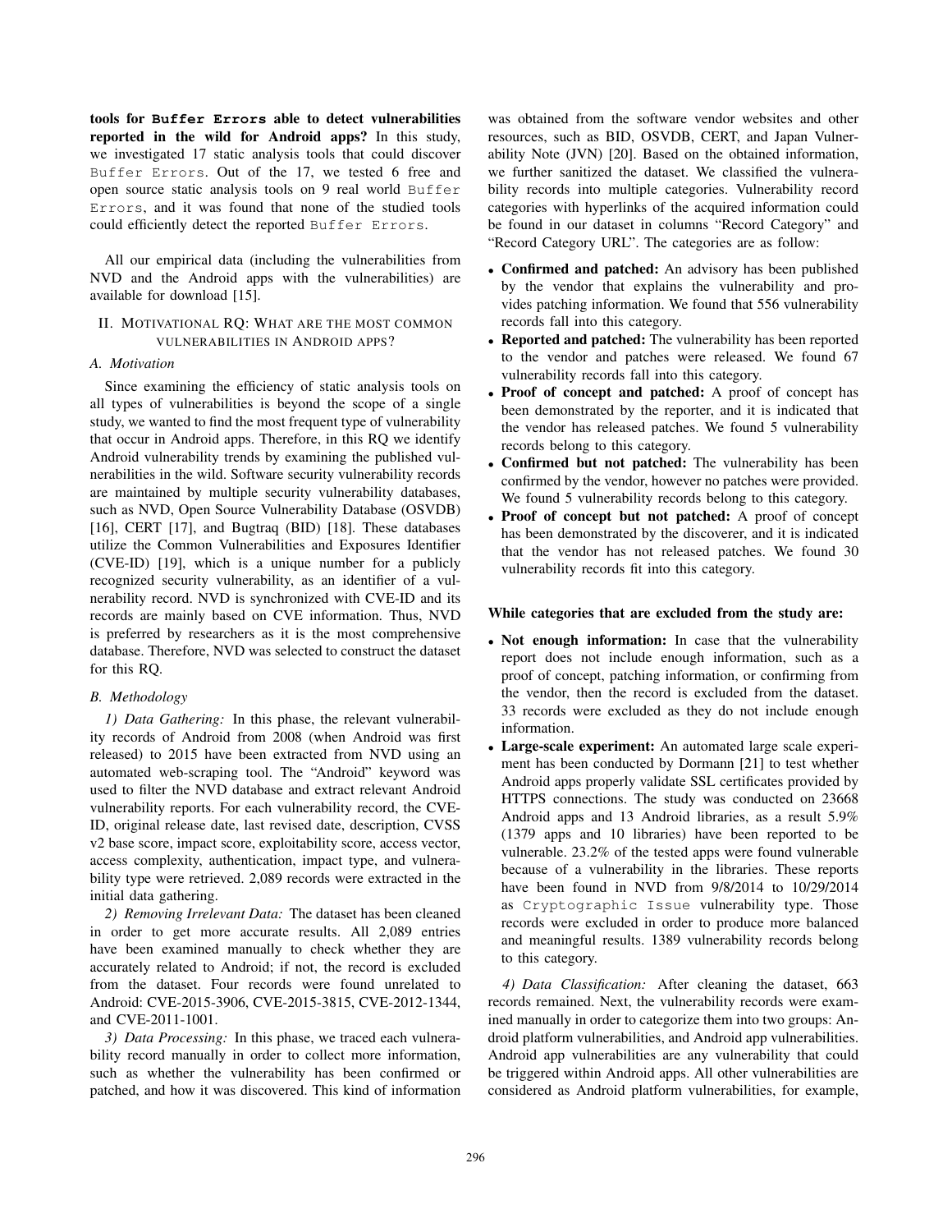**tools for `Buffer Errors` able to detect vulnerabilities reported in the wild for Android apps?** In this study, we investigated 17 static analysis tools that could discover `Buffer Errors`. Out of the 17, we tested 6 free and open source static analysis tools on 9 real world `Buffer Errors`, and it was found that none of the studied tools could efficiently detect the reported `Buffer Errors`.

All our empirical data (including the vulnerabilities from NVD and the Android apps with the vulnerabilities) are available for download [15].

## II. Motivational RQ: What are the most common vulnerabilities in Android apps?

### A. Motivation

Since examining the efficiency of static analysis tools on all types of vulnerabilities is beyond the scope of a single study, we wanted to find the most frequent type of vulnerability that occur in Android apps. Therefore, in this RQ we identify Android vulnerability trends by examining the published vulnerabilities in the wild. Software security vulnerability records are maintained by multiple security vulnerability databases, such as NVD, Open Source Vulnerability Database (OSVDB) [16], CERT [17], and Bugtraq (BID) [18]. These databases utilize the Common Vulnerabilities and Exposures Identifier (CVE-ID) [19], which is a unique number for a publicly recognized security vulnerability, as an identifier of a vulnerability record. NVD is synchronized with CVE-ID and its records are mainly based on CVE information. Thus, NVD is preferred by researchers as it is the most comprehensive database. Therefore, NVD was selected to construct the dataset for this RQ.

### B. Methodology

*1) Data Gathering:* In this phase, the relevant vulnerability records of Android from 2008 (when Android was first released) to 2015 have been extracted from NVD using an automated web-scraping tool. The "Android" keyword was used to filter the NVD database and extract relevant Android vulnerability reports. For each vulnerability record, the CVE-ID, original release date, last revised date, description, CVSS v2 base score, impact score, exploitability score, access vector, access complexity, authentication, impact type, and vulnerability type were retrieved. 2,089 records were extracted in the initial data gathering.

*2) Removing Irrelevant Data:* The dataset has been cleaned in order to get more accurate results. All 2,089 entries have been examined manually to check whether they are accurately related to Android; if not, the record is excluded from the dataset. Four records were found unrelated to Android: CVE-2015-3906, CVE-2015-3815, CVE-2012-1344, and CVE-2011-1001.

*3) Data Processing:* In this phase, we traced each vulnerability record manually in order to collect more information, such as whether the vulnerability has been confirmed or patched, and how it was discovered. This kind of information was obtained from the software vendor websites and other resources, such as BID, OSVDB, CERT, and Japan Vulnerability Note (JVN) [20]. Based on the obtained information, we further sanitized the dataset. We classified the vulnerability records into multiple categories. Vulnerability record categories with hyperlinks of the acquired information could be found in our dataset in columns "Record Category" and "Record Category URL". The categories are as follow:

- **Confirmed and patched:** An advisory has been published by the vendor that explains the vulnerability and provides patching information. We found that 556 vulnerability records fall into this category.
- **Reported and patched:** The vulnerability has been reported to the vendor and patches were released. We found 67 vulnerability records fall into this category.
- **Proof of concept and patched:** A proof of concept has been demonstrated by the reporter, and it is indicated that the vendor has released patches. We found 5 vulnerability records belong to this category.
- **Confirmed but not patched:** The vulnerability has been confirmed by the vendor, however no patches were provided. We found 5 vulnerability records belong to this category.
- **Proof of concept but not patched:** A proof of concept has been demonstrated by the discoverer, and it is indicated that the vendor has not released patches. We found 30 vulnerability records fit into this category.

**While categories that are excluded from the study are:**

- **Not enough information:** In case that the vulnerability report does not include enough information, such as a proof of concept, patching information, or confirming from the vendor, then the record is excluded from the dataset. 33 records were excluded as they do not include enough information.
- **Large-scale experiment:** An automated large scale experiment has been conducted by Dormann [21] to test whether Android apps properly validate SSL certificates provided by HTTPS connections. The study was conducted on 23668 Android apps and 13 Android libraries, as a result 5.9% (1379 apps and 10 libraries) have been reported to be vulnerable. 23.2% of the tested apps were found vulnerable because of a vulnerability in the libraries. These reports have been found in NVD from 9/8/2014 to 10/29/2014 as `Cryptographic Issue` vulnerability type. Those records were excluded in order to produce more balanced and meaningful results. 1389 vulnerability records belong to this category.

*4) Data Classification:* After cleaning the dataset, 663 records remained. Next, the vulnerability records were examined manually in order to categorize them into two groups: Android platform vulnerabilities, and Android app vulnerabilities. Android app vulnerabilities are any vulnerability that could be triggered within Android apps. All other vulnerabilities are considered as Android platform vulnerabilities, for example,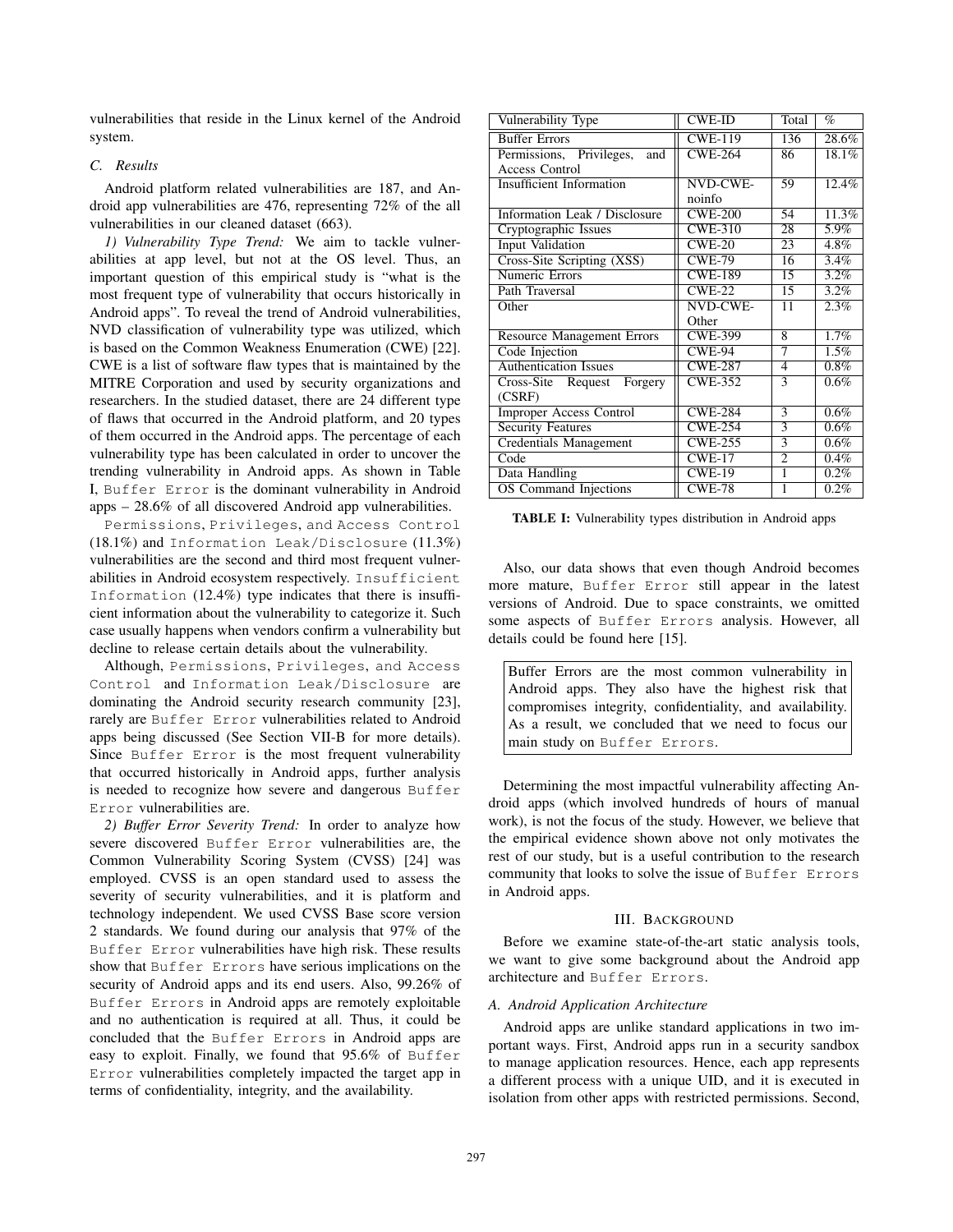vulnerabilities that reside in the Linux kernel of the Android system.

### C. Results

Android platform related vulnerabilities are 187, and Android app vulnerabilities are 476, representing 72% of the all vulnerabilities in our cleaned dataset (663).

*1) Vulnerability Type Trend:* We aim to tackle vulnerabilities at app level, but not at the OS level. Thus, an important question of this empirical study is "what is the most frequent type of vulnerability that occurs historically in Android apps". To reveal the trend of Android vulnerabilities, NVD classification of vulnerability type was utilized, which is based on the Common Weakness Enumeration (CWE) [22]. CWE is a list of software flaw types that is maintained by the MITRE Corporation and used by security organizations and researchers. In the studied dataset, there are 24 different type of flaws that occurred in the Android platform, and 20 types of them occurred in the Android apps. The percentage of each vulnerability type has been calculated in order to uncover the trending vulnerability in Android apps. As shown in Table I, `Buffer Error` is the dominant vulnerability in Android apps – 28.6% of all discovered Android app vulnerabilities.

`Permissions, Privileges, and Access Control` (18.1%) and `Information Leak/Disclosure` (11.3%) vulnerabilities are the second and third most frequent vulnerabilities in Android ecosystem respectively. `Insufficient Information` (12.4%) type indicates that there is insufficient information about the vulnerability to categorize it. Such case usually happens when vendors confirm a vulnerability but decline to release certain details about the vulnerability.

Although, `Permissions, Privileges, and Access Control` and `Information Leak/Disclosure` are dominating the Android security research community [23], rarely are `Buffer Error` vulnerabilities related to Android apps being discussed (See Section VII-B for more details). Since `Buffer Error` is the most frequent vulnerability that occurred historically in Android apps, further analysis is needed to recognize how severe and dangerous `Buffer Error` vulnerabilities are.

*2) Buffer Error Severity Trend:* In order to analyze how severe discovered `Buffer Error` vulnerabilities are, the Common Vulnerability Scoring System (CVSS) [24] was employed. CVSS is an open standard used to assess the severity of security vulnerabilities, and it is platform and technology independent. We used CVSS Base score version 2 standards. We found during our analysis that 97% of the `Buffer Error` vulnerabilities have high risk. These results show that `Buffer Errors` have serious implications on the security of Android apps and its end users. Also, 99.26% of `Buffer Errors` in Android apps are remotely exploitable and no authentication is required at all. Thus, it could be concluded that the `Buffer Errors` in Android apps are easy to exploit. Finally, we found that 95.6% of `Buffer Error` vulnerabilities completely impacted the target app in terms of confidentiality, integrity, and the availability.

| Vulnerability Type | CWE-ID | Total | % |
|---|---|---|---|
| Buffer Errors | CWE-119 | 136 | 28.6% |
| Permissions, Privileges, and Access Control | CWE-264 | 86 | 18.1% |
| Insufficient Information | NVD-CWE-noinfo | 59 | 12.4% |
| Information Leak / Disclosure | CWE-200 | 54 | 11.3% |
| Cryptographic Issues | CWE-310 | 28 | 5.9% |
| Input Validation | CWE-20 | 23 | 4.8% |
| Cross-Site Scripting (XSS) | CWE-79 | 16 | 3.4% |
| Numeric Errors | CWE-189 | 15 | 3.2% |
| Path Traversal | CWE-22 | 15 | 3.2% |
| Other | NVD-CWE-Other | 11 | 2.3% |
| Resource Management Errors | CWE-399 | 8 | 1.7% |
| Code Injection | CWE-94 | 7 | 1.5% |
| Authentication Issues | CWE-287 | 4 | 0.8% |
| Cross-Site Request Forgery (CSRF) | CWE-352 | 3 | 0.6% |
| Improper Access Control | CWE-284 | 3 | 0.6% |
| Security Features | CWE-254 | 3 | 0.6% |
| Credentials Management | CWE-255 | 3 | 0.6% |
| Code | CWE-17 | 2 | 0.4% |
| Data Handling | CWE-19 | 1 | 0.2% |
| OS Command Injections | CWE-78 | 1 | 0.2% |

**TABLE I:** Vulnerability types distribution in Android apps

Also, our data shows that even though Android becomes more mature, `Buffer Error` still appear in the latest versions of Android. Due to space constraints, we omitted some aspects of `Buffer Errors` analysis. However, all details could be found here [15].

> Buffer Errors are the most common vulnerability in Android apps. They also have the highest risk that compromises integrity, confidentiality, and availability. As a result, we concluded that we need to focus our main study on `Buffer Errors`.

Determining the most impactful vulnerability affecting Android apps (which involved hundreds of hours of manual work), is not the focus of the study. However, we believe that the empirical evidence shown above not only motivates the rest of our study, but is a useful contribution to the research community that looks to solve the issue of `Buffer Errors` in Android apps.

## III. Background

Before we examine state-of-the-art static analysis tools, we want to give some background about the Android app architecture and `Buffer Errors`.

### A. Android Application Architecture

Android apps are unlike standard applications in two important ways. First, Android apps run in a security sandbox to manage application resources. Hence, each app represents a different process with a unique UID, and it is executed in isolation from other apps with restricted permissions. Second,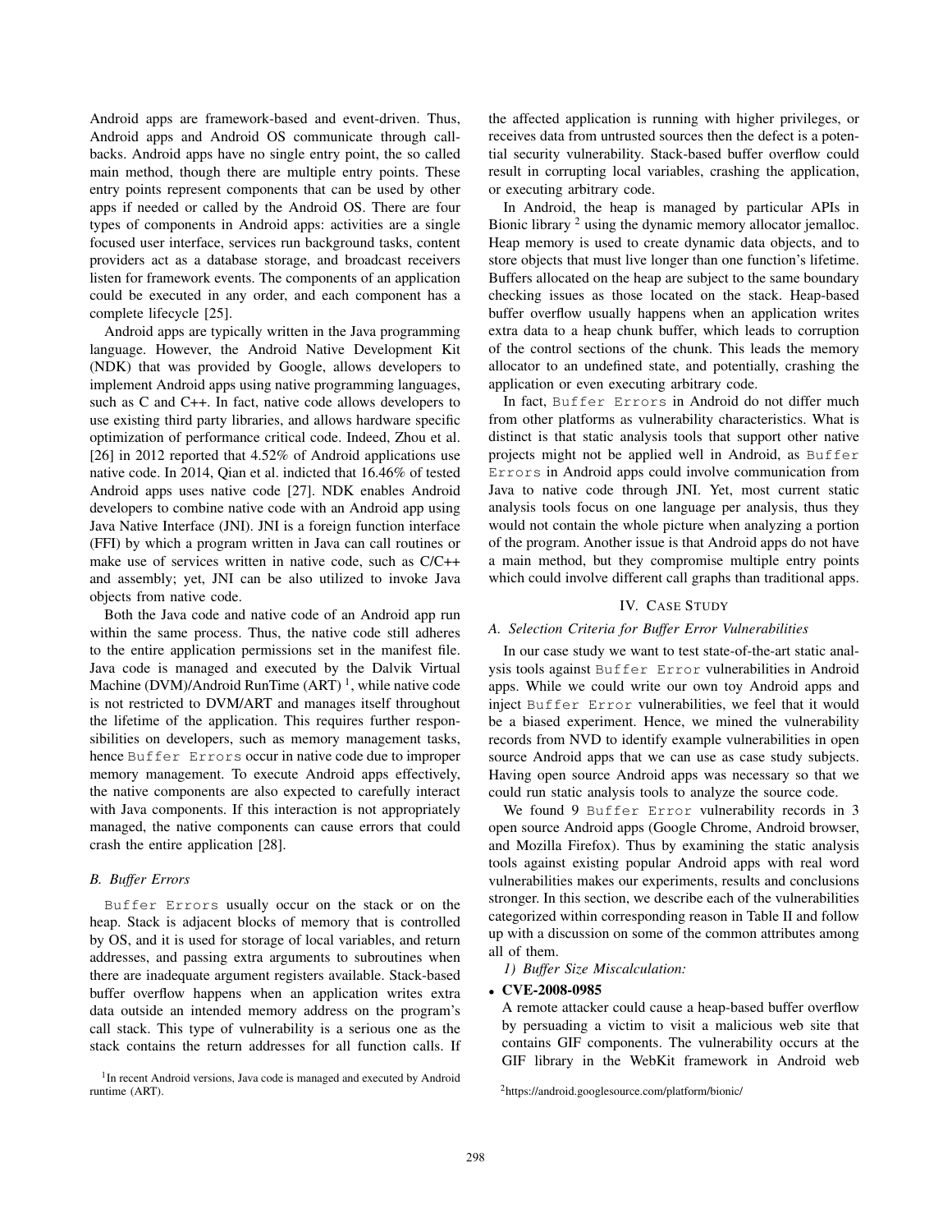Android apps are framework-based and event-driven. Thus, Android apps and Android OS communicate through callbacks. Android apps have no single entry point, the so called main method, though there are multiple entry points. These entry points represent components that can be used by other apps if needed or called by the Android OS. There are four types of components in Android apps: activities are a single focused user interface, services run background tasks, content providers act as a database storage, and broadcast receivers listen for framework events. The components of an application could be executed in any order, and each component has a complete lifecycle [25].

Android apps are typically written in the Java programming language. However, the Android Native Development Kit (NDK) that was provided by Google, allows developers to implement Android apps using native programming languages, such as C and C++. In fact, native code allows developers to use existing third party libraries, and allows hardware specific optimization of performance critical code. Indeed, Zhou et al. [26] in 2012 reported that 4.52% of Android applications use native code. In 2014, Qian et al. indicted that 16.46% of tested Android apps uses native code [27]. NDK enables Android developers to combine native code with an Android app using Java Native Interface (JNI). JNI is a foreign function interface (FFI) by which a program written in Java can call routines or make use of services written in native code, such as C/C++ and assembly; yet, JNI can be also utilized to invoke Java objects from native code.

Both the Java code and native code of an Android app run within the same process. Thus, the native code still adheres to the entire application permissions set in the manifest file. Java code is managed and executed by the Dalvik Virtual Machine (DVM)/Android RunTime (ART) [1], while native code is not restricted to DVM/ART and manages itself throughout the lifetime of the application. This requires further responsibilities on developers, such as memory management tasks, hence `Buffer Errors` occur in native code due to improper memory management. To execute Android apps effectively, the native components are also expected to carefully interact with Java components. If this interaction is not appropriately managed, the native components can cause errors that could crash the entire application [28].

### *B. Buffer Errors*

`Buffer Errors` usually occur on the stack or on the heap. Stack is adjacent blocks of memory that is controlled by OS, and it is used for storage of local variables, and return addresses, and passing extra arguments to subroutines when there are inadequate argument registers available. Stack-based buffer overflow happens when an application writes extra data outside an intended memory address on the program's call stack. This type of vulnerability is a serious one as the stack contains the return addresses for all function calls. If the affected application is running with higher privileges, or receives data from untrusted sources then the defect is a potential security vulnerability. Stack-based buffer overflow could result in corrupting local variables, crashing the application, or executing arbitrary code.

In Android, the heap is managed by particular APIs in Bionic library [2] using the dynamic memory allocator jemalloc. Heap memory is used to create dynamic data objects, and to store objects that must live longer than one function's lifetime. Buffers allocated on the heap are subject to the same boundary checking issues as those located on the stack. Heap-based buffer overflow usually happens when an application writes extra data to a heap chunk buffer, which leads to corruption of the control sections of the chunk. This leads the memory allocator to an undefined state, and potentially, crashing the application or even executing arbitrary code.

In fact, `Buffer Errors` in Android do not differ much from other platforms as vulnerability characteristics. What is distinct is that static analysis tools that support other native projects might not be applied well in Android, as `Buffer Errors` in Android apps could involve communication from Java to native code through JNI. Yet, most current static analysis tools focus on one language per analysis, thus they would not contain the whole picture when analyzing a portion of the program. Another issue is that Android apps do not have a main method, but they compromise multiple entry points which could involve different call graphs than traditional apps.

## IV. Case Study

### *A. Selection Criteria for Buffer Error Vulnerabilities*

In our case study we want to test state-of-the-art static analysis tools against `Buffer Error` vulnerabilities in Android apps. While we could write our own toy Android apps and inject `Buffer Error` vulnerabilities, we feel that it would be a biased experiment. Hence, we mined the vulnerability records from NVD to identify example vulnerabilities in open source Android apps that we can use as case study subjects. Having open source Android apps was necessary so that we could run static analysis tools to analyze the source code.

We found 9 `Buffer Error` vulnerability records in 3 open source Android apps (Google Chrome, Android browser, and Mozilla Firefox). Thus by examining the static analysis tools against existing popular Android apps with real word vulnerabilities makes our experiments, results and conclusions stronger. In this section, we describe each of the vulnerabilities categorized within corresponding reason in Table II and follow up with a discussion on some of the common attributes among all of them.

#### *1) Buffer Size Miscalculation:*

- **CVE-2008-0985**
  A remote attacker could cause a heap-based buffer overflow by persuading a victim to visit a malicious web site that contains GIF components. The vulnerability occurs at the GIF library in the WebKit framework in Android web

[1] In recent Android versions, Java code is managed and executed by Android runtime (ART).

[2] https://android.googlesource.com/platform/bionic/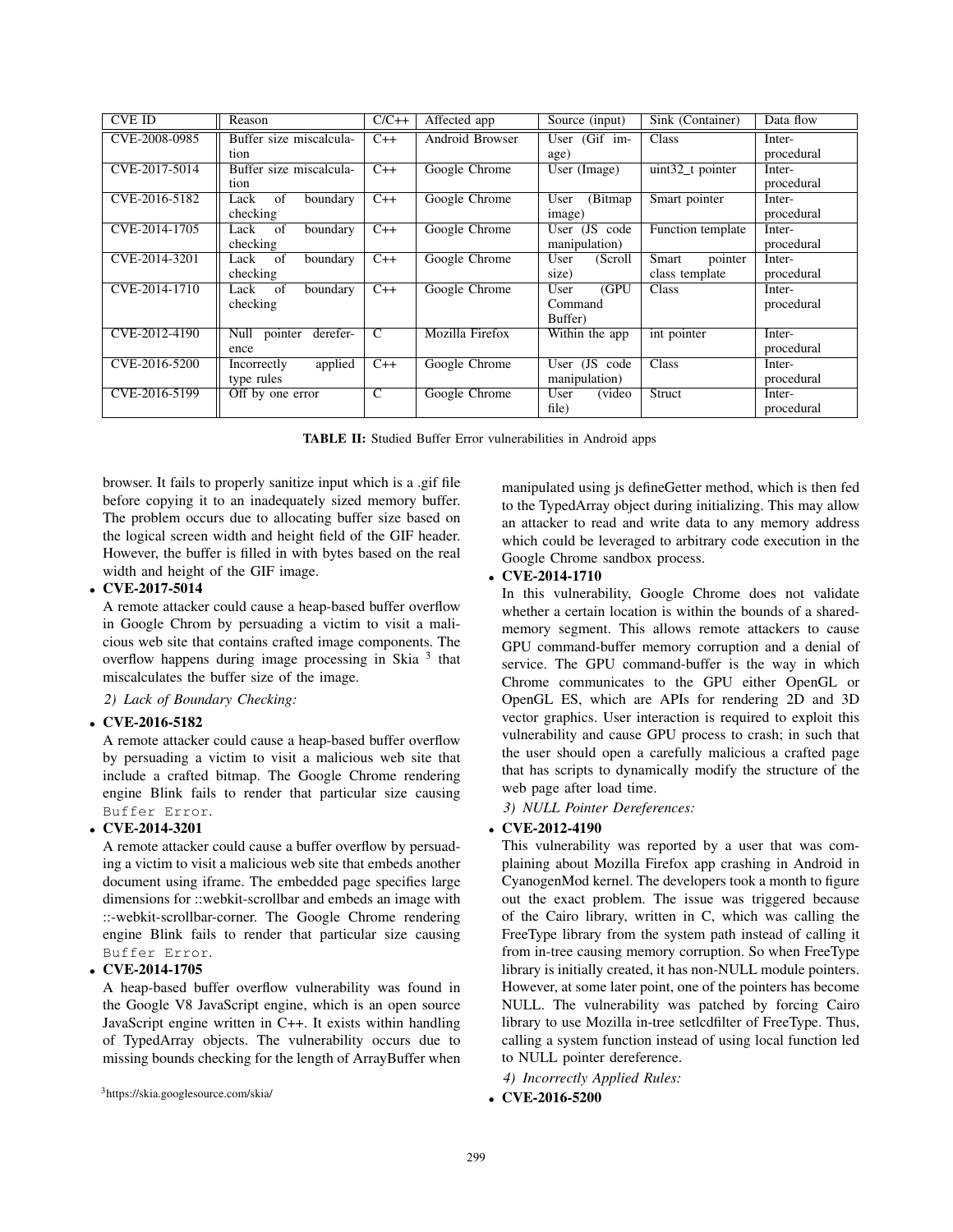| CVE ID | Reason | C/C++ | Affected app | Source (input) | Sink (Container) | Data flow |
|---|---|---|---|---|---|---|
| CVE-2008-0985 | Buffer size miscalculation | C++ | Android Browser | User (Gif image) | Class | Inter-procedural |
| CVE-2017-5014 | Buffer size miscalculation | C++ | Google Chrome | User (Image) | uint32_t pointer | Inter-procedural |
| CVE-2016-5182 | Lack of boundary checking | C++ | Google Chrome | User (Bitmap image) | Smart pointer | Inter-procedural |
| CVE-2014-1705 | Lack of boundary checking | C++ | Google Chrome | User (JS code manipulation) | Function template | Inter-procedural |
| CVE-2014-3201 | Lack of boundary checking | C++ | Google Chrome | User (Scroll size) | Smart pointer class template | Inter-procedural |
| CVE-2014-1710 | Lack of boundary checking | C++ | Google Chrome | User (GPU Command Buffer) | Class | Inter-procedural |
| CVE-2012-4190 | Null pointer dereference | C | Mozilla Firefox | Within the app | int pointer | Inter-procedural |
| CVE-2016-5200 | Incorrectly applied type rules | C++ | Google Chrome | User (JS code manipulation) | Class | Inter-procedural |
| CVE-2016-5199 | Off by one error | C | Google Chrome | User (video file) | Struct | Inter-procedural |

**TABLE II:** Studied Buffer Error vulnerabilities in Android apps

browser. It fails to properly sanitize input which is a .gif file before copying it to an inadequately sized memory buffer. The problem occurs due to allocating buffer size based on the logical screen width and height field of the GIF header. However, the buffer is filled in with bytes based on the real width and height of the GIF image.

- **CVE-2017-5014**
  A remote attacker could cause a heap-based buffer overflow in Google Chrom by persuading a victim to visit a malicious web site that contains crafted image components. The overflow happens during image processing in Skia [3] that miscalculates the buffer size of the image.

*2) Lack of Boundary Checking:*

- **CVE-2016-5182**
  A remote attacker could cause a heap-based buffer overflow by persuading a victim to visit a malicious web site that include a crafted bitmap. The Google Chrome rendering engine Blink fails to render that particular size causing `Buffer Error`.
- **CVE-2014-3201**
  A remote attacker could cause a buffer overflow by persuading a victim to visit a malicious web site that embeds another document using iframe. The embedded page specifies large dimensions for ::webkit-scrollbar and embeds an image with ::-webkit-scrollbar-corner. The Google Chrome rendering engine Blink fails to render that particular size causing `Buffer Error`.
- **CVE-2014-1705**
  A heap-based buffer overflow vulnerability was found in the Google V8 JavaScript engine, which is an open source JavaScript engine written in C++. It exists within handling of TypedArray objects. The vulnerability occurs due to missing bounds checking for the length of ArrayBuffer when manipulated using js defineGetter method, which is then fed to the TypedArray object during initializing. This may allow an attacker to read and write data to any memory address which could be leveraged to arbitrary code execution in the Google Chrome sandbox process.
- **CVE-2014-1710**
  In this vulnerability, Google Chrome does not validate whether a certain location is within the bounds of a shared-memory segment. This allows remote attackers to cause GPU command-buffer memory corruption and a denial of service. The GPU command-buffer is the way in which Chrome communicates to the GPU either OpenGL or OpenGL ES, which are APIs for rendering 2D and 3D vector graphics. User interaction is required to exploit this vulnerability and cause GPU process to crash; in such that the user should open a carefully malicious a crafted page that has scripts to dynamically modify the structure of the web page after load time.

*3) NULL Pointer Dereferences:*

- **CVE-2012-4190**
  This vulnerability was reported by a user that was complaining about Mozilla Firefox app crashing in Android in CyanogenMod kernel. The developers took a month to figure out the exact problem. The issue was triggered because of the Cairo library, written in C, which was calling the FreeType library from the system path instead of calling it from in-tree causing memory corruption. So when FreeType library is initially created, it has non-NULL module pointers. However, at some later point, one of the pointers has become NULL. The vulnerability was patched by forcing Cairo library to use Mozilla in-tree setlcdfilter of FreeType. Thus, calling a system function instead of using local function led to NULL pointer dereference.

*4) Incorrectly Applied Rules:*

- **CVE-2016-5200**

[3] https://skia.googlesource.com/skia/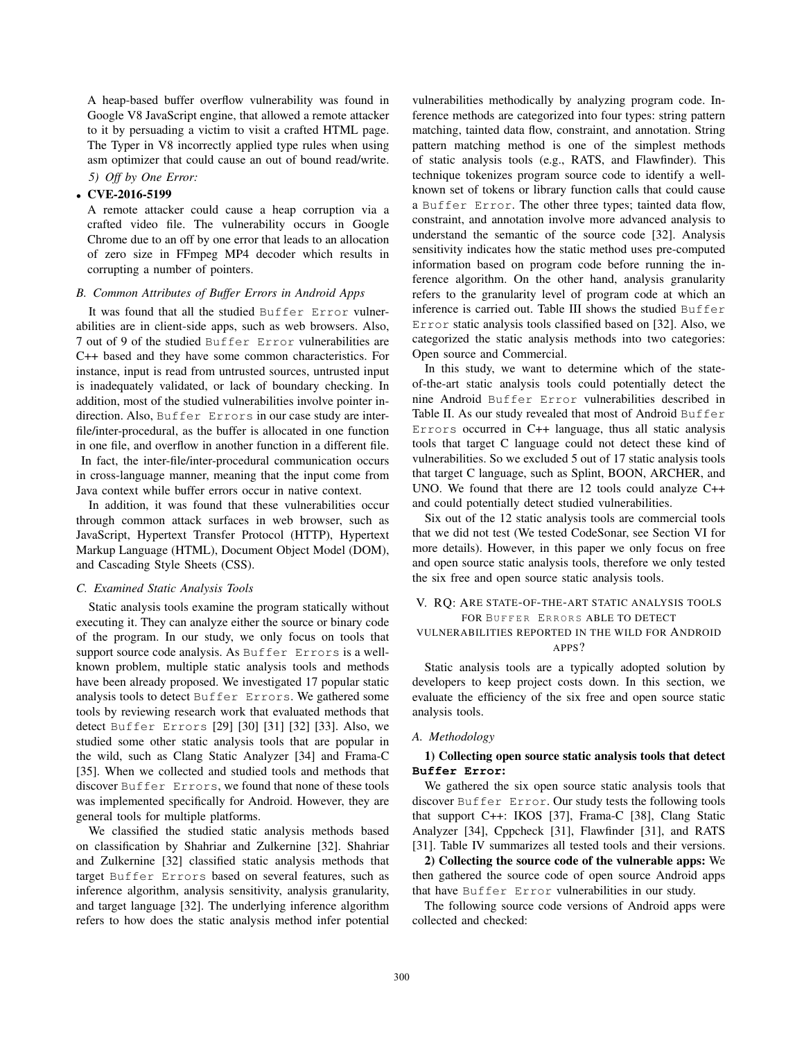A heap-based buffer overflow vulnerability was found in Google V8 JavaScript engine, that allowed a remote attacker to it by persuading a victim to visit a crafted HTML page. The Typer in V8 incorrectly applied type rules when using asm optimizer that could cause an out of bound read/write.

*5) Off by One Error:*

- **CVE-2016-5199**

  A remote attacker could cause a heap corruption via a crafted video file. The vulnerability occurs in Google Chrome due to an off by one error that leads to an allocation of zero size in FFmpeg MP4 decoder which results in corrupting a number of pointers.

### *B. Common Attributes of Buffer Errors in Android Apps*

It was found that all the studied `Buffer Error` vulnerabilities are in client-side apps, such as web browsers. Also, 7 out of 9 of the studied `Buffer Error` vulnerabilities are C++ based and they have some common characteristics. For instance, input is read from untrusted sources, untrusted input is inadequately validated, or lack of boundary checking. In addition, most of the studied vulnerabilities involve pointer indirection. Also, `Buffer Errors` in our case study are inter-file/inter-procedural, as the buffer is allocated in one function in one file, and overflow in another function in a different file. In fact, the inter-file/inter-procedural communication occurs in cross-language manner, meaning that the input come from Java context while buffer errors occur in native context.

In addition, it was found that these vulnerabilities occur through common attack surfaces in web browser, such as JavaScript, Hypertext Transfer Protocol (HTTP), Hypertext Markup Language (HTML), Document Object Model (DOM), and Cascading Style Sheets (CSS).

### *C. Examined Static Analysis Tools*

Static analysis tools examine the program statically without executing it. They can analyze either the source or binary code of the program. In our study, we only focus on tools that support source code analysis. As `Buffer Errors` is a well-known problem, multiple static analysis tools and methods have been already proposed. We investigated 17 popular static analysis tools to detect `Buffer Errors`. We gathered some tools by reviewing research work that evaluated methods that detect `Buffer Errors` [29] [30] [31] [32] [33]. Also, we studied some other static analysis tools that are popular in the wild, such as Clang Static Analyzer [34] and Frama-C [35]. When we collected and studied tools and methods that discover `Buffer Errors`, we found that none of these tools was implemented specifically for Android. However, they are general tools for multiple platforms.

We classified the studied static analysis methods based on classification by Shahriar and Zulkernine [32]. Shahriar and Zulkernine [32] classified static analysis methods that target `Buffer Errors` based on several features, such as inference algorithm, analysis sensitivity, analysis granularity, and target language [32]. The underlying inference algorithm refers to how does the static analysis method infer potential vulnerabilities methodically by analyzing program code. Inference methods are categorized into four types: string pattern matching, tainted data flow, constraint, and annotation. String pattern matching method is one of the simplest methods of static analysis tools (e.g., RATS, and Flawfinder). This technique tokenizes program source code to identify a well-known set of tokens or library function calls that could cause a `Buffer Error`. The other three types; tainted data flow, constraint, and annotation involve more advanced analysis to understand the semantic of the source code [32]. Analysis sensitivity indicates how the static method uses pre-computed information based on program code before running the inference algorithm. On the other hand, analysis granularity refers to the granularity level of program code at which an inference is carried out. Table III shows the studied `Buffer Error` static analysis tools classified based on [32]. Also, we categorized the static analysis methods into two categories: Open source and Commercial.

In this study, we want to determine which of the state-of-the-art static analysis tools could potentially detect the nine Android `Buffer Error` vulnerabilities described in Table II. As our study revealed that most of Android `Buffer Errors` occurred in C++ language, thus all static analysis tools that target C language could not detect these kind of vulnerabilities. So we excluded 5 out of 17 static analysis tools that target C language, such as Splint, BOON, ARCHER, and UNO. We found that there are 12 tools could analyze C++ and could potentially detect studied vulnerabilities.

Six out of the 12 static analysis tools are commercial tools that we did not test (We tested CodeSonar, see Section VI for more details). However, in this paper we only focus on free and open source static analysis tools, therefore we only tested the six free and open source static analysis tools.

## V. RQ: Are state-of-the-art static analysis tools for Buffer Errors able to detect vulnerabilities reported in the wild for Android apps?

Static analysis tools are a typically adopted solution by developers to keep project costs down. In this section, we evaluate the efficiency of the six free and open source static analysis tools.

### *A. Methodology*

**1) Collecting open source static analysis tools that detect `Buffer Error`:**
We gathered the six open source static analysis tools that discover `Buffer Error`. Our study tests the following tools that support C++: IKOS [37], Frama-C [38], Clang Static Analyzer [34], Cppcheck [31], Flawfinder [31], and RATS [31]. Table IV summarizes all tested tools and their versions.

**2) Collecting the source code of the vulnerable apps:** We then gathered the source code of open source Android apps that have `Buffer Error` vulnerabilities in our study.

The following source code versions of Android apps were collected and checked: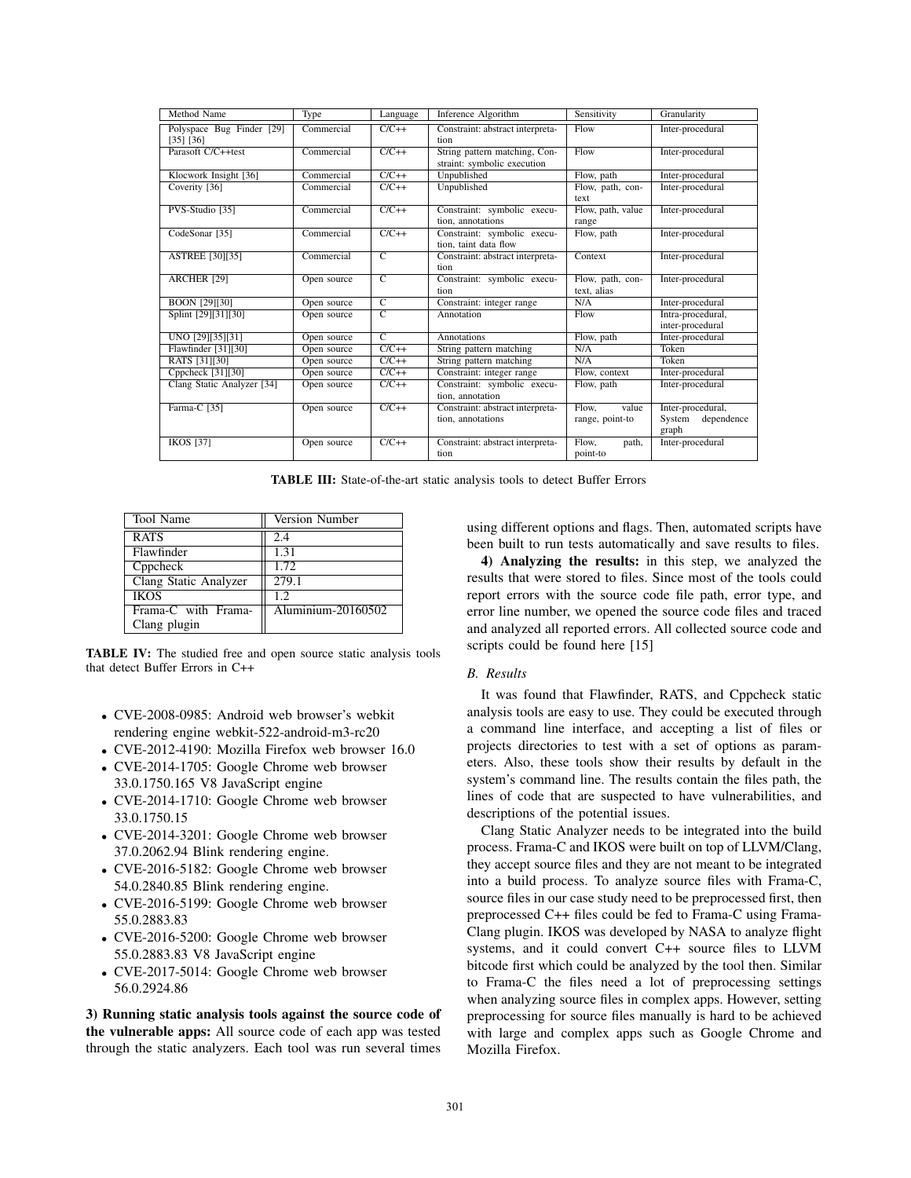| Method Name | Type | Language | Inference Algorithm | Sensitivity | Granularity |
|---|---|---|---|---|---|
| Polyspace Bug Finder [29] [35] [36] | Commercial | C/C++ | Constraint: abstract interpretation | Flow | Inter-procedural |
| Parasoft C/C++test | Commercial | C/C++ | String pattern matching, Constraint: symbolic execution | Flow | Inter-procedural |
| Klocwork Insight [36] | Commercial | C/C++ | Unpublished | Flow, path | Inter-procedural |
| Coverity [36] | Commercial | C/C++ | Unpublished | Flow, path, context | Inter-procedural |
| PVS-Studio [35] | Commercial | C/C++ | Constraint: symbolic execution, annotations | Flow, path, value range | Inter-procedural |
| CodeSonar [35] | Commercial | C/C++ | Constraint: symbolic execution, taint data flow | Flow, path | Inter-procedural |
| ASTREE [30][35] | Commercial | C | Constraint: abstract interpretation | Context | Inter-procedural |
| ARCHER [29] | Open source | C | Constraint: symbolic execution | Flow, path, context, alias | Inter-procedural |
| BOON [29][30] | Open source | C | Constraint: integer range | N/A | Inter-procedural |
| Splint [29][31][30] | Open source | C | Annotation | Flow | Intra-procedural, inter-procedural |
| UNO [29][35][31] | Open source | C | Annotations | Flow, path | Inter-procedural |
| Flawfinder [31][30] | Open source | C/C++ | String pattern matching | N/A | Token |
| RATS [31][30] | Open source | C/C++ | String pattern matching | N/A | Token |
| Cppcheck [31][30] | Open source | C/C++ | Constraint: integer range | Flow, context | Inter-procedural |
| Clang Static Analyzer [34] | Open source | C/C++ | Constraint: symbolic execution, annotation | Flow, path | Inter-procedural |
| Farma-C [35] | Open source | C/C++ | Constraint: abstract interpretation, annotations | Flow, value range, point-to | Inter-procedural, System dependence graph |
| IKOS [37] | Open source | C/C++ | Constraint: abstract interpretation | Flow, path, point-to | Inter-procedural |

**TABLE III:** State-of-the-art static analysis tools to detect Buffer Errors

| Tool Name | Version Number |
|---|---|
| RATS | 2.4 |
| Flawfinder | 1.31 |
| Cppcheck | 1.72 |
| Clang Static Analyzer | 279.1 |
| IKOS | 1.2 |
| Frama-C with Frama-Clang plugin | Aluminium-20160502 |

**TABLE IV:** The studied free and open source static analysis tools that detect Buffer Errors in C++

- CVE-2008-0985: Android web browser's webkit rendering engine webkit-522-android-m3-rc20
- CVE-2012-4190: Mozilla Firefox web browser 16.0
- CVE-2014-1705: Google Chrome web browser 33.0.1750.165 V8 JavaScript engine
- CVE-2014-1710: Google Chrome web browser 33.0.1750.15
- CVE-2014-3201: Google Chrome web browser 37.0.2062.94 Blink rendering engine.
- CVE-2016-5182: Google Chrome web browser 54.0.2840.85 Blink rendering engine.
- CVE-2016-5199: Google Chrome web browser 55.0.2883.83
- CVE-2016-5200: Google Chrome web browser 55.0.2883.83 V8 JavaScript engine
- CVE-2017-5014: Google Chrome web browser 56.0.2924.86

**3) Running static analysis tools against the source code of the vulnerable apps:** All source code of each app was tested through the static analyzers. Each tool was run several times using different options and flags. Then, automated scripts have been built to run tests automatically and save results to files.

**4) Analyzing the results:** in this step, we analyzed the results that were stored to files. Since most of the tools could report errors with the source code file path, error type, and error line number, we opened the source code files and traced and analyzed all reported errors. All collected source code and scripts could be found here [15]

### *B. Results*

It was found that Flawfinder, RATS, and Cppcheck static analysis tools are easy to use. They could be executed through a command line interface, and accepting a list of files or projects directories to test with a set of options as parameters. Also, these tools show their results by default in the system's command line. The results contain the files path, the lines of code that are suspected to have vulnerabilities, and descriptions of the potential issues.

Clang Static Analyzer needs to be integrated into the build process. Frama-C and IKOS were built on top of LLVM/Clang, they accept source files and they are not meant to be integrated into a build process. To analyze source files with Frama-C, source files in our case study need to be preprocessed first, then preprocessed C++ files could be fed to Frama-C using Frama-Clang plugin. IKOS was developed by NASA to analyze flight systems, and it could convert C++ source files to LLVM bitcode first which could be analyzed by the tool then. Similar to Frama-C the files need a lot of preprocessing settings when analyzing source files in complex apps. However, setting preprocessing for source files manually is hard to be achieved with large and complex apps such as Google Chrome and Mozilla Firefox.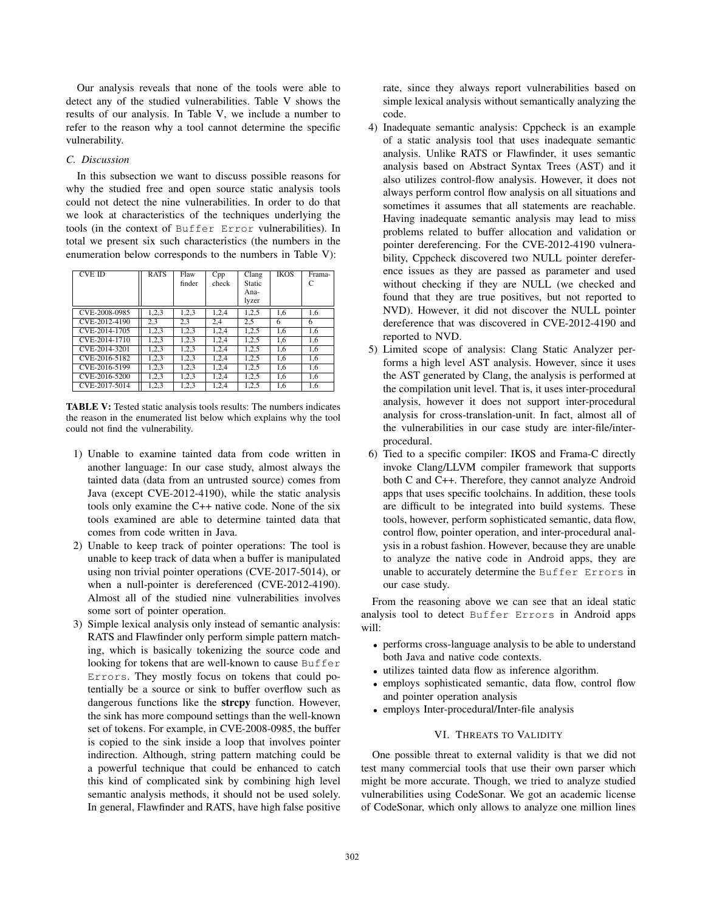Our analysis reveals that none of the tools were able to detect any of the studied vulnerabilities. Table V shows the results of our analysis. In Table V, we include a number to refer to the reason why a tool cannot determine the specific vulnerability.

### C. Discussion

In this subsection we want to discuss possible reasons for why the studied free and open source static analysis tools could not detect the nine vulnerabilities. In order to do that we look at characteristics of the techniques underlying the tools (in the context of `Buffer Error` vulnerabilities). In total we present six such characteristics (the numbers in the enumeration below corresponds to the numbers in Table V):

| CVE ID | RATS | Flaw finder | Cpp check | Clang Static Analyzer | IKOS | Frama-C |
|---|---|---|---|---|---|---|
| CVE-2008-0985 | 1,2,3 | 1,2,3 | 1,2,4 | 1,2,5 | 1,6 | 1,6 |
| CVE-2012-4190 | 2,3 | 2,3 | 2,4 | 2,5 | 6 | 6 |
| CVE-2014-1705 | 1,2,3 | 1,2,3 | 1,2,4 | 1,2,5 | 1,6 | 1,6 |
| CVE-2014-1710 | 1,2,3 | 1,2,3 | 1,2,4 | 1,2,5 | 1,6 | 1,6 |
| CVE-2014-3201 | 1,2,3 | 1,2,3 | 1,2,4 | 1,2,5 | 1,6 | 1,6 |
| CVE-2016-5182 | 1,2,3 | 1,2,3 | 1,2,4 | 1,2,5 | 1,6 | 1,6 |
| CVE-2016-5199 | 1,2,3 | 1,2,3 | 1,2,4 | 1,2,5 | 1,6 | 1,6 |
| CVE-2016-5200 | 1,2,3 | 1,2,3 | 1,2,4 | 1,2,5 | 1,6 | 1,6 |
| CVE-2017-5014 | 1,2,3 | 1,2,3 | 1,2,4 | 1,2,5 | 1,6 | 1,6 |

**TABLE V:** Tested static analysis tools results: The numbers indicates the reason in the enumerated list below which explains why the tool could not find the vulnerability.

1) Unable to examine tainted data from code written in another language: In our case study, almost always the tainted data (data from an untrusted source) comes from Java (except CVE-2012-4190), while the static analysis tools only examine the C++ native code. None of the six tools examined are able to determine tainted data that comes from code written in Java.
2) Unable to keep track of pointer operations: The tool is unable to keep track of data when a buffer is manipulated using non trivial pointer operations (CVE-2017-5014), or when a null-pointer is dereferenced (CVE-2012-4190). Almost all of the studied nine vulnerabilities involves some sort of pointer operation.
3) Simple lexical analysis only instead of semantic analysis: RATS and Flawfinder only perform simple pattern matching, which is basically tokenizing the source code and looking for tokens that are well-known to cause `Buffer Errors`. They mostly focus on tokens that could potentially be a source or sink to buffer overflow such as dangerous functions like the **strcpy** function. However, the sink has more compound settings than the well-known set of tokens. For example, in CVE-2008-0985, the buffer is copied to the sink inside a loop that involves pointer indirection. Although, string pattern matching could be a powerful technique that could be enhanced to catch this kind of complicated sink by combining high level semantic analysis methods, it should not be used solely. In general, Flawfinder and RATS, have high false positive rate, since they always report vulnerabilities based on simple lexical analysis without semantically analyzing the code.
4) Inadequate semantic analysis: Cppcheck is an example of a static analysis tool that uses inadequate semantic analysis. Unlike RATS or Flawfinder, it uses semantic analysis based on Abstract Syntax Trees (AST) and it also utilizes control-flow analysis. However, it does not always perform control flow analysis on all situations and sometimes it assumes that all statements are reachable. Having inadequate semantic analysis may lead to miss problems related to buffer allocation and validation or pointer dereferencing. For the CVE-2012-4190 vulnerability, Cppcheck discovered two NULL pointer dereference issues as they are passed as parameter and used without checking if they are NULL (we checked and found that they are true positives, but not reported to NVD). However, it did not discover the NULL pointer dereference that was discovered in CVE-2012-4190 and reported to NVD.
5) Limited scope of analysis: Clang Static Analyzer performs a high level AST analysis. However, since it uses the AST generated by Clang, the analysis is performed at the compilation unit level. That is, it uses inter-procedural analysis, however it does not support inter-procedural analysis for cross-translation-unit. In fact, almost all of the vulnerabilities in our case study are inter-file/inter-procedural.
6) Tied to a specific compiler: IKOS and Frama-C directly invoke Clang/LLVM compiler framework that supports both C and C++. Therefore, they cannot analyze Android apps that uses specific toolchains. In addition, these tools are difficult to be integrated into build systems. These tools, however, perform sophisticated semantic, data flow, control flow, pointer operation, and inter-procedural analysis in a robust fashion. However, because they are unable to analyze the native code in Android apps, they are unable to accurately determine the `Buffer Errors` in our case study.

From the reasoning above we can see that an ideal static analysis tool to detect `Buffer Errors` in Android apps will:

- performs cross-language analysis to be able to understand both Java and native code contexts.
- utilizes tainted data flow as inference algorithm.
- employs sophisticated semantic, data flow, control flow and pointer operation analysis
- employs Inter-procedural/Inter-file analysis

## VI. Threats to Validity

One possible threat to external validity is that we did not test many commercial tools that use their own parser which might be more accurate. Though, we tried to analyze studied vulnerabilities using CodeSonar. We got an academic license of CodeSonar, which only allows to analyze one million lines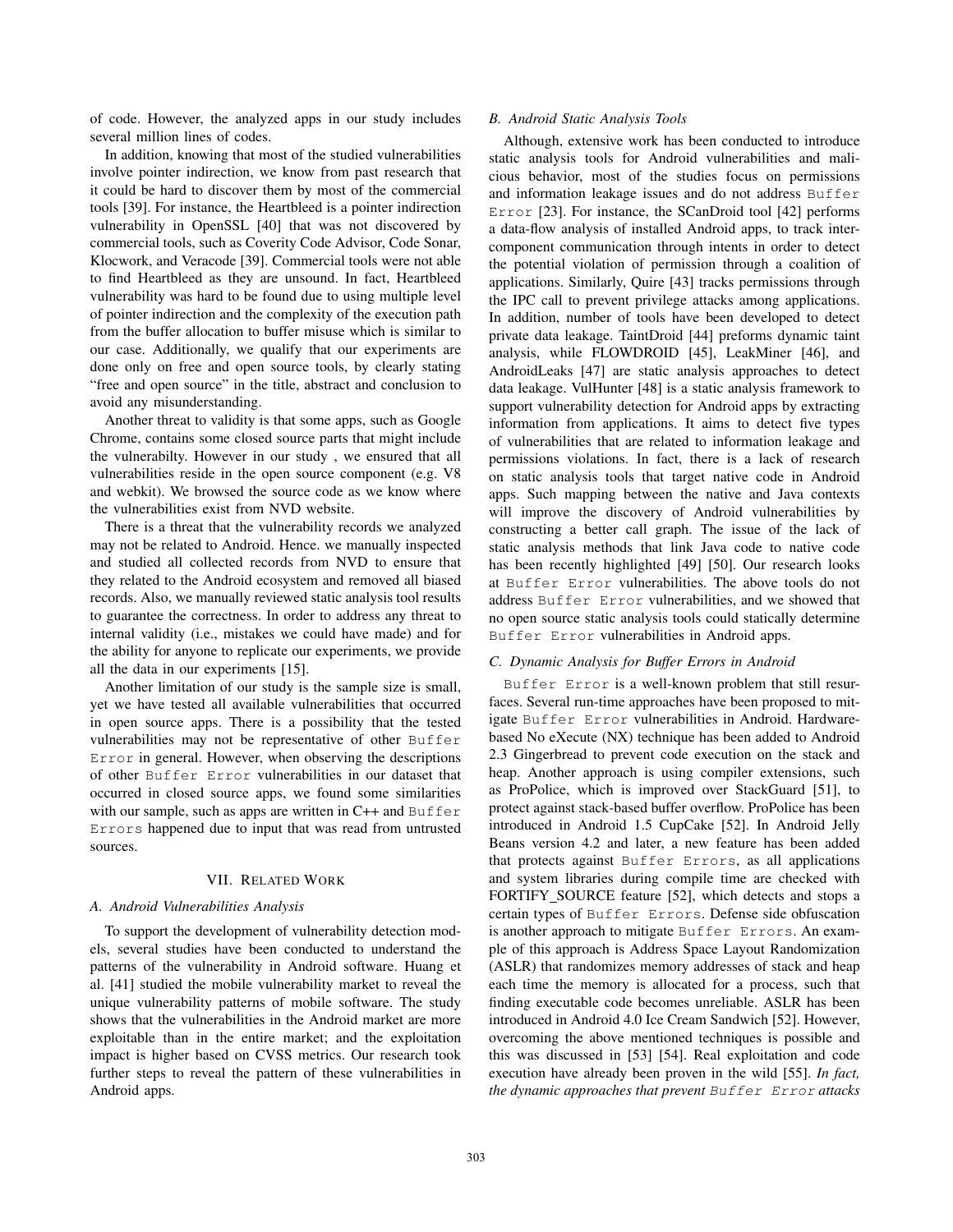of code. However, the analyzed apps in our study includes several million lines of codes.

In addition, knowing that most of the studied vulnerabilities involve pointer indirection, we know from past research that it could be hard to discover them by most of the commercial tools [39]. For instance, the Heartbleed is a pointer indirection vulnerability in OpenSSL [40] that was not discovered by commercial tools, such as Coverity Code Advisor, Code Sonar, Klocwork, and Veracode [39]. Commercial tools were not able to find Heartbleed as they are unsound. In fact, Heartbleed vulnerability was hard to be found due to using multiple level of pointer indirection and the complexity of the execution path from the buffer allocation to buffer misuse which is similar to our case. Additionally, we qualify that our experiments are done only on free and open source tools, by clearly stating "free and open source" in the title, abstract and conclusion to avoid any misunderstanding.

Another threat to validity is that some apps, such as Google Chrome, contains some closed source parts that might include the vulnerabilty. However in our study , we ensured that all vulnerabilities reside in the open source component (e.g. V8 and webkit). We browsed the source code as we know where the vulnerabilities exist from NVD website.

There is a threat that the vulnerability records we analyzed may not be related to Android. Hence. we manually inspected and studied all collected records from NVD to ensure that they related to the Android ecosystem and removed all biased records. Also, we manually reviewed static analysis tool results to guarantee the correctness. In order to address any threat to internal validity (i.e., mistakes we could have made) and for the ability for anyone to replicate our experiments, we provide all the data in our experiments [15].

Another limitation of our study is the sample size is small, yet we have tested all available vulnerabilities that occurred in open source apps. There is a possibility that the tested vulnerabilities may not be representative of other `Buffer Error` in general. However, when observing the descriptions of other `Buffer Error` vulnerabilities in our dataset that occurred in closed source apps, we found some similarities with our sample, such as apps are written in C++ and `Buffer Errors` happened due to input that was read from untrusted sources.

## VII. Related Work

### A. Android Vulnerabilities Analysis

To support the development of vulnerability detection models, several studies have been conducted to understand the patterns of the vulnerability in Android software. Huang et al. [41] studied the mobile vulnerability market to reveal the unique vulnerability patterns of mobile software. The study shows that the vulnerabilities in the Android market are more exploitable than in the entire market; and the exploitation impact is higher based on CVSS metrics. Our research took further steps to reveal the pattern of these vulnerabilities in Android apps.

### B. Android Static Analysis Tools

Although, extensive work has been conducted to introduce static analysis tools for Android vulnerabilities and malicious behavior, most of the studies focus on permissions and information leakage issues and do not address `Buffer Error` [23]. For instance, the SCanDroid tool [42] performs a data-flow analysis of installed Android apps, to track inter-component communication through intents in order to detect the potential violation of permission through a coalition of applications. Similarly, Quire [43] tracks permissions through the IPC call to prevent privilege attacks among applications. In addition, number of tools have been developed to detect private data leakage. TaintDroid [44] preforms dynamic taint analysis, while FLOWDROID [45], LeakMiner [46], and AndroidLeaks [47] are static analysis approaches to detect data leakage. VulHunter [48] is a static analysis framework to support vulnerability detection for Android apps by extracting information from applications. It aims to detect five types of vulnerabilities that are related to information leakage and permissions violations. In fact, there is a lack of research on static analysis tools that target native code in Android apps. Such mapping between the native and Java contexts will improve the discovery of Android vulnerabilities by constructing a better call graph. The issue of the lack of static analysis methods that link Java code to native code has been recently highlighted [49] [50]. Our research looks at `Buffer Error` vulnerabilities. The above tools do not address `Buffer Error` vulnerabilities, and we showed that no open source static analysis tools could statically determine `Buffer Error` vulnerabilities in Android apps.

### C. Dynamic Analysis for Buffer Errors in Android

`Buffer Error` is a well-known problem that still resurfaces. Several run-time approaches have been proposed to mitigate `Buffer Error` vulnerabilities in Android. Hardware-based No eXecute (NX) technique has been added to Android 2.3 Gingerbread to prevent code execution on the stack and heap. Another approach is using compiler extensions, such as ProPolice, which is improved over StackGuard [51], to protect against stack-based buffer overflow. ProPolice has been introduced in Android 1.5 CupCake [52]. In Android Jelly Beans version 4.2 and later, a new feature has been added that protects against `Buffer Errors`, as all applications and system libraries during compile time are checked with FORTIFY_SOURCE feature [52], which detects and stops a certain types of `Buffer Errors`. Defense side obfuscation is another approach to mitigate `Buffer Errors`. An example of this approach is Address Space Layout Randomization (ASLR) that randomizes memory addresses of stack and heap each time the memory is allocated for a process, such that finding executable code becomes unreliable. ASLR has been introduced in Android 4.0 Ice Cream Sandwich [52]. However, overcoming the above mentioned techniques is possible and this was discussed in [53] [54]. Real exploitation and code execution have already been proven in the wild [55]. *In fact, the dynamic approaches that prevent `Buffer Error` attacks*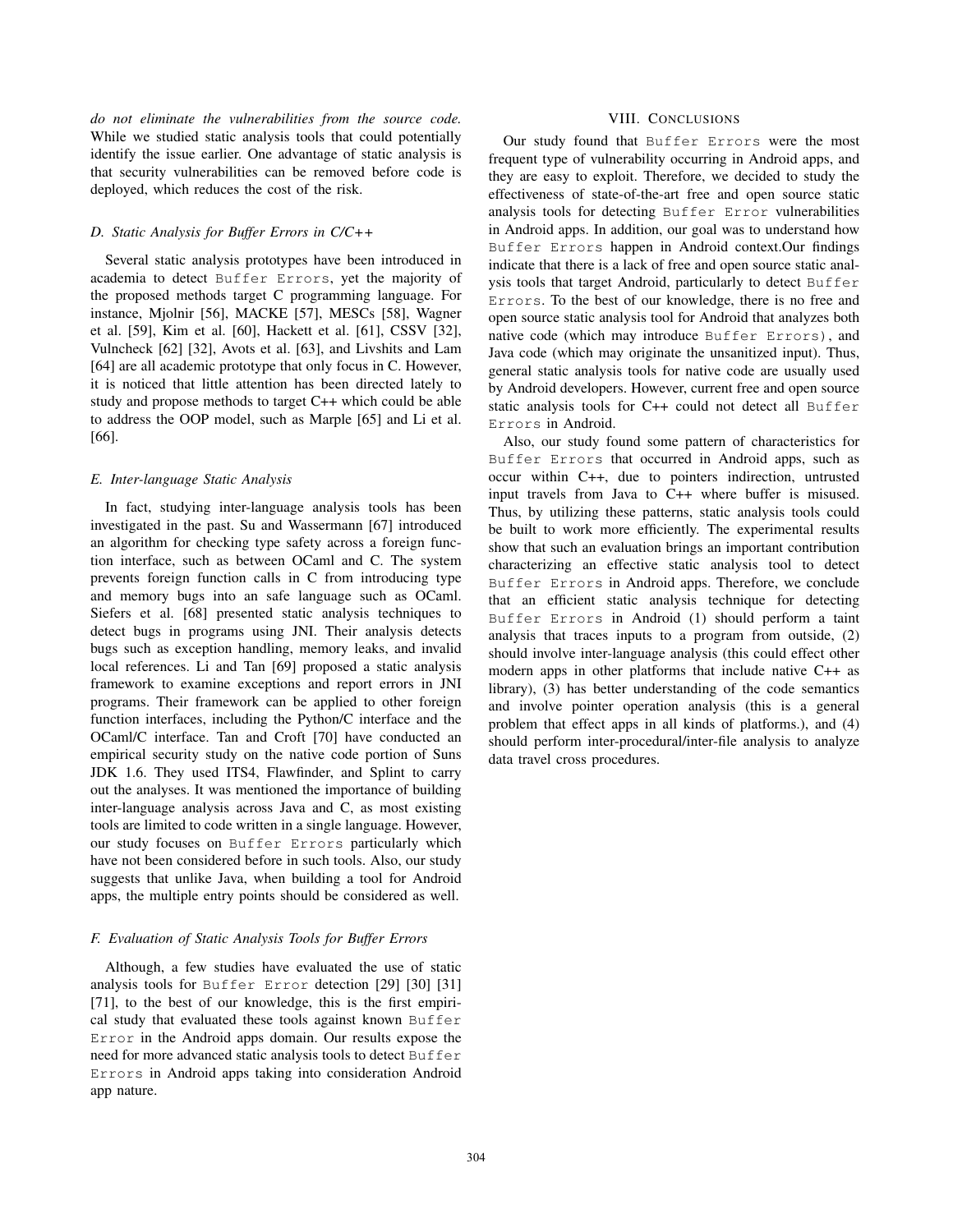*do not eliminate the vulnerabilities from the source code.* While we studied static analysis tools that could potentially identify the issue earlier. One advantage of static analysis is that security vulnerabilities can be removed before code is deployed, which reduces the cost of the risk.

### D. Static Analysis for Buffer Errors in C/C++

Several static analysis prototypes have been introduced in academia to detect `Buffer Errors`, yet the majority of the proposed methods target C programming language. For instance, Mjolnir [56], MACKE [57], MESCs [58], Wagner et al. [59], Kim et al. [60], Hackett et al. [61], CSSV [32], Vulncheck [62] [32], Avots et al. [63], and Livshits and Lam [64] are all academic prototype that only focus in C. However, it is noticed that little attention has been directed lately to study and propose methods to target C++ which could be able to address the OOP model, such as Marple [65] and Li et al. [66].

### E. Inter-language Static Analysis

In fact, studying inter-language analysis tools has been investigated in the past. Su and Wassermann [67] introduced an algorithm for checking type safety across a foreign function interface, such as between OCaml and C. The system prevents foreign function calls in C from introducing type and memory bugs into an safe language such as OCaml. Siefers et al. [68] presented static analysis techniques to detect bugs in programs using JNI. Their analysis detects bugs such as exception handling, memory leaks, and invalid local references. Li and Tan [69] proposed a static analysis framework to examine exceptions and report errors in JNI programs. Their framework can be applied to other foreign function interfaces, including the Python/C interface and the OCaml/C interface. Tan and Croft [70] have conducted an empirical security study on the native code portion of Suns JDK 1.6. They used ITS4, Flawfinder, and Splint to carry out the analyses. It was mentioned the importance of building inter-language analysis across Java and C, as most existing tools are limited to code written in a single language. However, our study focuses on `Buffer Errors` particularly which have not been considered before in such tools. Also, our study suggests that unlike Java, when building a tool for Android apps, the multiple entry points should be considered as well.

### F. Evaluation of Static Analysis Tools for Buffer Errors

Although, a few studies have evaluated the use of static analysis tools for `Buffer Error` detection [29] [30] [31] [71], to the best of our knowledge, this is the first empirical study that evaluated these tools against known `Buffer Error` in the Android apps domain. Our results expose the need for more advanced static analysis tools to detect `Buffer Errors` in Android apps taking into consideration Android app nature.

## VIII. Conclusions

Our study found that `Buffer Errors` were the most frequent type of vulnerability occurring in Android apps, and they are easy to exploit. Therefore, we decided to study the effectiveness of state-of-the-art free and open source static analysis tools for detecting `Buffer Error` vulnerabilities in Android apps. In addition, our goal was to understand how `Buffer Errors` happen in Android context.Our findings indicate that there is a lack of free and open source static analysis tools that target Android, particularly to detect `Buffer Errors`. To the best of our knowledge, there is no free and open source static analysis tool for Android that analyzes both native code (which may introduce `Buffer Errors`), and Java code (which may originate the unsanitized input). Thus, general static analysis tools for native code are usually used by Android developers. However, current free and open source static analysis tools for C++ could not detect all `Buffer Errors` in Android.

Also, our study found some pattern of characteristics for `Buffer Errors` that occurred in Android apps, such as occur within C++, due to pointers indirection, untrusted input travels from Java to C++ where buffer is misused. Thus, by utilizing these patterns, static analysis tools could be built to work more efficiently. The experimental results show that such an evaluation brings an important contribution characterizing an effective static analysis tool to detect `Buffer Errors` in Android apps. Therefore, we conclude that an efficient static analysis technique for detecting `Buffer Errors` in Android (1) should perform a taint analysis that traces inputs to a program from outside, (2) should involve inter-language analysis (this could effect other modern apps in other platforms that include native C++ as library), (3) has better understanding of the code semantics and involve pointer operation analysis (this is a general problem that effect apps in all kinds of platforms.), and (4) should perform inter-procedural/inter-file analysis to analyze data travel cross procedures.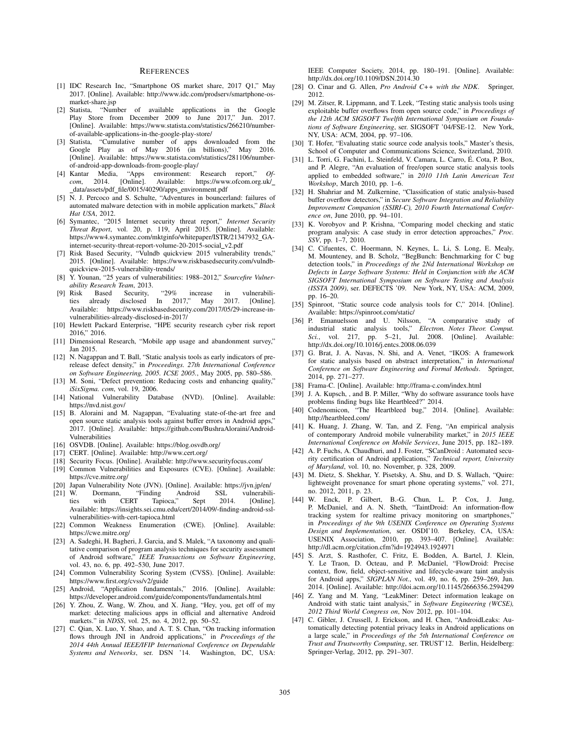## REFERENCES

[1] IDC Research Inc, "Smartphone OS market share, 2017 Q1," May 2017. [Online]. Available: http://www.idc.com/prodserv/smartphone-os-market-share.jsp

[2] Statista, "Number of available applications in the Google Play Store from December 2009 to June 2017," Jun. 2017. [Online]. Available: https://www.statista.com/statistics/266210/number-of-available-applications-in-the-google-play-store/

[3] Statista, "Cumulative number of apps downloaded from the Google Play as of May 2016 (in billions)," May 2016. [Online]. Available: https://www.statista.com/statistics/281106/number-of-android-app-downloads-from-google-play/

[4] Kantar Media, "Apps environment: Research report," *Ofcom*, 2014. [Online]. Available: https://www.ofcom.org.uk/__data/assets/pdf_file/0015/40290/apps_environment.pdf

[5] N. J. Percoco and S. Schulte, "Adventures in bouncerland: failures of automated malware detection with in mobile application markets," *Black Hat USA*, 2012.

[6] Symantec, "2015 Internet security threat report," *Internet Security Threat Report*, vol. 20, p. 119, April 2015. [Online]. Available: https://www4.symantec.com/mktginfo/whitepaper/ISTR/21347932_GA-internet-security-threat-report-volume-20-2015-social_v2.pdf

[7] Risk Based Security, "Vulndb quickview 2015 vulnerability trends," 2015. [Online]. Available: https://www.riskbasedsecurity.com/vulndb-quickview-2015-vulnerability-trends/

[8] Y. Younan, "25 years of vulnerabilities: 1988–2012," *Sourcefire Vulnerability Research Team*, 2013.

[9] Risk Based Security, "29% increase in vulnerabilities already disclosed In 2017," May 2017. [Online]. Available: https://www.riskbasedsecurity.com/2017/05/29-increase-in-vulnerabilities-already-disclosed-in-2017/

[10] Hewlett Packard Enterprise, "HPE security research cyber risk report 2016," 2016.

[11] Dimensional Research, "Mobile app usage and abandonment survey," Jan 2015.

[12] N. Nagappan and T. Ball, "Static analysis tools as early indicators of pre-release defect density," in *Proceedings. 27th International Conference on Software Engineering, 2005. ICSE 2005.*, May 2005, pp. 580–586.

[13] M. Soni, "Defect prevention: Reducing costs and enhancing quality," *iSixSigma. com*, vol. 19, 2006.

[14] National Vulnerability Database (NVD). [Online]. Available: https://nvd.nist.gov/

[15] B. Aloraini and M. Nagappan, "Evaluating state-of-the-art free and open source static analysis tools against buffer errors in Android apps," 2017. [Online]. Available: https://github.com/BushraAloraini/Android-Vulnerabilities

[16] OSVDB. [Online]. Available: https://blog.osvdb.org/

[17] CERT. [Online]. Available: http://www.cert.org/

[18] Security Focus. [Online]. Available: http://www.securityfocus.com/

[19] Common Vulnerabilities and Exposures (CVE). [Online]. Available: https://cve.mitre.org/

[20] Japan Vulnerability Note (JVN). [Online]. Available: https://jvn.jp/en/

[21] W. Dormann, "Finding Android SSL vulnerabilities with CERT Tapioca," Sept 2014. [Online]. Available: https://insights.sei.cmu.edu/cert/2014/09/-finding-android-ssl-vulnerabilities-with-cert-tapioca.html

[22] Common Weakness Enumeration (CWE). [Online]. Available: https://cwe.mitre.org/

[23] A. Sadeghi, H. Bagheri, J. Garcia, and S. Malek, "A taxonomy and qualitative comparison of program analysis techniques for security assessment of Android software," *IEEE Transactions on Software Engineering*, vol. 43, no. 6, pp. 492–530, June 2017.

[24] Common Vulnerability Scoring System (CVSS). [Online]. Available: https://www.first.org/cvss/v2/guide

[25] Android, "Application fundamentals," 2016. [Online]. Available: https://developer.android.com/guide/components/fundamentals.html

[26] Y. Zhou, Z. Wang, W. Zhou, and X. Jiang, "Hey, you, get off of my market: detecting malicious apps in official and alternative Android markets." in *NDSS*, vol. 25, no. 4, 2012, pp. 50–52.

[27] C. Qian, X. Luo, Y. Shao, and A. T. S. Chan, "On tracking information flows through JNI in Android applications," in *Proceedings of the 2014 44th Annual IEEE/IFIP International Conference on Dependable Systems and Networks*, ser. DSN '14. Washington, DC, USA: IEEE Computer Society, 2014, pp. 180–191. [Online]. Available: http://dx.doi.org/10.1109/DSN.2014.30

[28] O. Cinar and G. Allen, *Pro Android C++ with the NDK*. Springer, 2012.

[29] M. Zitser, R. Lippmann, and T. Leek, "Testing static analysis tools using exploitable buffer overflows from open source code," in *Proceedings of the 12th ACM SIGSOFT Twelfth International Symposium on Foundations of Software Engineering*, ser. SIGSOFT '04/FSE-12. New York, NY, USA: ACM, 2004, pp. 97–106.

[30] T. Hofer, "Evaluating static source code analysis tools," Master's thesis, School of Computer and Communications Science, Switzerland, 2010.

[31] L. Torri, G. Fachini, L. Steinfeld, V. Camara, L. Carro, É. Cota, P. Box, and P. Alegre, "An evaluation of free/open source static analysis tools applied to embedded software," in *2010 11th Latin American Test Workshop*, March 2010, pp. 1–6.

[32] H. Shahriar and M. Zulkernine, "Classification of static analysis-based buffer overflow detectors," in *Secure Software Integration and Reliability Improvement Companion (SSIRI-C), 2010 Fourth International Conference on*, June 2010, pp. 94–101.

[33] K. Vorobyov and P. Krishna, "Comparing model checking and static program analysis: A case study in error detection approaches," *Proc. SSV*, pp. 1–7, 2010.

[34] C. Cifuentes, C. Hoermann, N. Keynes, L. Li, S. Long, E. Mealy, M. Mounteney, and B. Scholz, "BegBunch: Benchmarking for C bug detection tools," in *Proceedings of the 2Nd International Workshop on Defects in Large Software Systems: Held in Conjunction with the ACM SIGSOFT International Symposium on Software Testing and Analysis (ISSTA 2009)*, ser. DEFECTS '09. New York, NY, USA: ACM, 2009, pp. 16–20.

[35] Spinroot, "Static source code analysis tools for C," 2014. [Online]. Available: https://spinroot.com/static/

[36] P. Emanuelsson and U. Nilsson, "A comparative study of industrial static analysis tools," *Electron. Notes Theor. Comput. Sci.*, vol. 217, pp. 5–21, Jul. 2008. [Online]. Available: http://dx.doi.org/10.1016/j.entcs.2008.06.039

[37] G. Brat, J. A. Navas, N. Shi, and A. Venet, "IKOS: A framework for static analysis based on abstract interpretation," in *International Conference on Software Engineering and Formal Methods*. Springer, 2014, pp. 271–277.

[38] Frama-C. [Online]. Available: http://frama-c.com/index.html

[39] J. A. Kupsch, , and B. P. Miller, "Why do software assurance tools have problems finding bugs like Heartbleed?" 2014.

[40] Codenomicon, "The Heartbleed bug," 2014. [Online]. Available: http://heartbleed.com/

[41] K. Huang, J. Zhang, W. Tan, and Z. Feng, "An empirical analysis of contemporary Android mobile vulnerability market," in *2015 IEEE International Conference on Mobile Services*, June 2015, pp. 182–189.

[42] A. P. Fuchs, A. Chaudhuri, and J. Foster, "SCanDroid : Automated security certification of Android applications," *Technical report, University of Maryland*, vol. 10, no. November, p. 328, 2009.

[43] M. Dietz, S. Shekhar, Y. Pisetsky, A. Shu, and D. S. Wallach, "Quire: lightweight provenance for smart phone operating systems," vol. 271, no. 2012, 2011, p. 23.

[44] W. Enck, P. Gilbert, B.-G. Chun, L. P. Cox, J. Jung, P. McDaniel, and A. N. Sheth, "TaintDroid: An information-flow tracking system for realtime privacy monitoring on smartphones," in *Proceedings of the 9th USENIX Conference on Operating Systems Design and Implementation*, ser. OSDI'10. Berkeley, CA, USA: USENIX Association, 2010, pp. 393–407. [Online]. Available: http://dl.acm.org/citation.cfm?id=1924943.1924971

[45] S. Arzt, S. Rasthofer, C. Fritz, E. Bodden, A. Bartel, J. Klein, Y. Le Traon, D. Octeau, and P. McDaniel, "FlowDroid: Precise context, flow, field, object-sensitive and lifecycle-aware taint analysis for Android apps," *SIGPLAN Not.*, vol. 49, no. 6, pp. 259–269, Jun. 2014. [Online]. Available: http://doi.acm.org/10.1145/2666356.2594299

[46] Z. Yang and M. Yang, "LeakMiner: Detect information leakage on Android with static taint analysis," in *Software Engineering (WCSE), 2012 Third World Congress on*, Nov 2012, pp. 101–104.

[47] C. Gibler, J. Crussell, J. Erickson, and H. Chen, "AndroidLeaks: Automatically detecting potential privacy leaks in Android applications on a large scale," in *Proceedings of the 5th International Conference on Trust and Trustworthy Computing*, ser. TRUST'12. Berlin, Heidelberg: Springer-Verlag, 2012, pp. 291–307.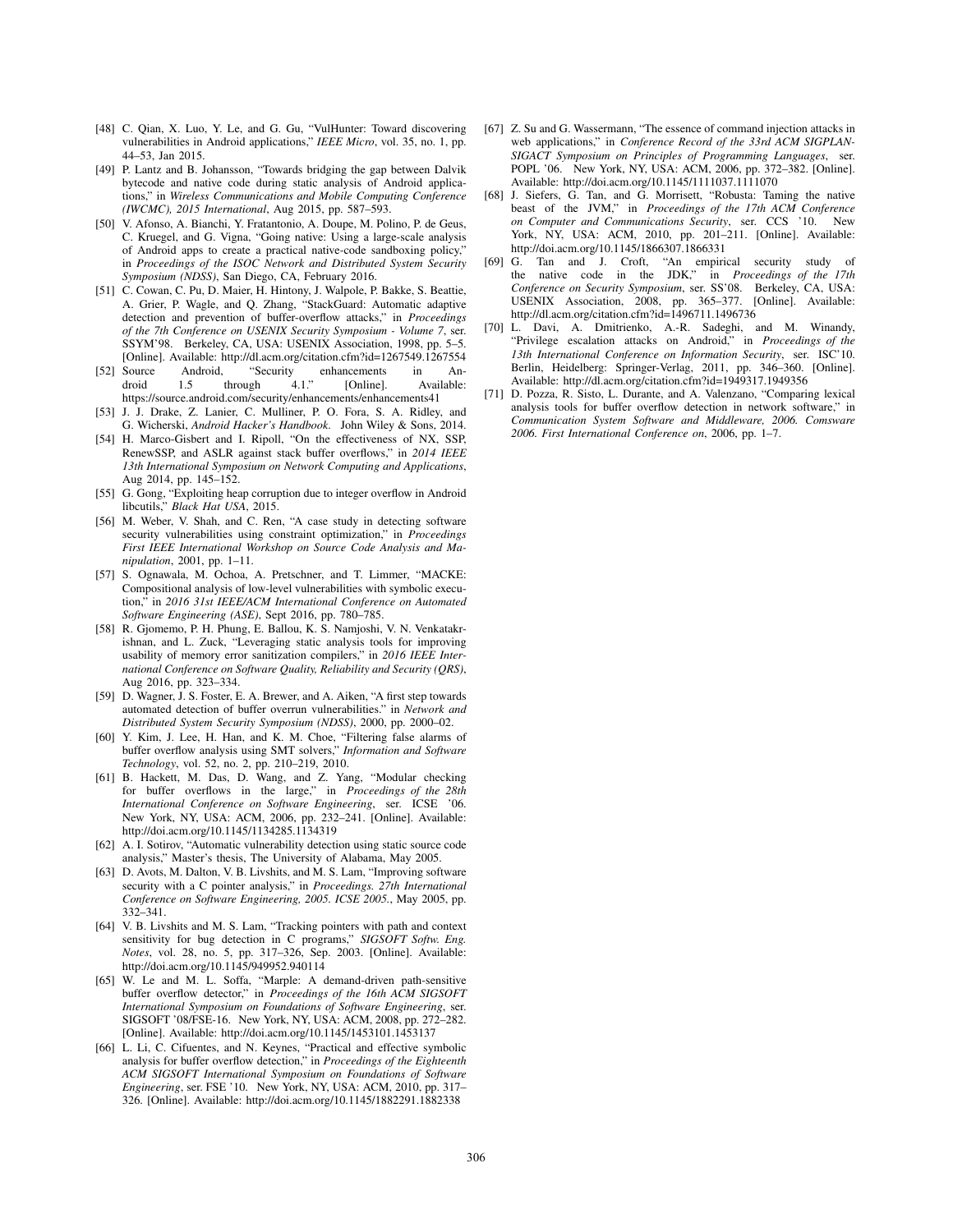[48] C. Qian, X. Luo, Y. Le, and G. Gu, "VulHunter: Toward discovering vulnerabilities in Android applications," *IEEE Micro*, vol. 35, no. 1, pp. 44–53, Jan 2015.

[49] P. Lantz and B. Johansson, "Towards bridging the gap between Dalvik bytecode and native code during static analysis of Android applications," in *Wireless Communications and Mobile Computing Conference (IWCMC), 2015 International*, Aug 2015, pp. 587–593.

[50] V. Afonso, A. Bianchi, Y. Fratantonio, A. Doupe, M. Polino, P. de Geus, C. Kruegel, and G. Vigna, "Going native: Using a large-scale analysis of Android apps to create a practical native-code sandboxing policy," in *Proceedings of the ISOC Network and Distributed System Security Symposium (NDSS)*, San Diego, CA, February 2016.

[51] C. Cowan, C. Pu, D. Maier, H. Hintony, J. Walpole, P. Bakke, S. Beattie, A. Grier, P. Wagle, and Q. Zhang, "StackGuard: Automatic adaptive detection and prevention of buffer-overflow attacks," in *Proceedings of the 7th Conference on USENIX Security Symposium - Volume 7*, ser. SSYM'98. Berkeley, CA, USA: USENIX Association, 1998, pp. 5–5. [Online]. Available: http://dl.acm.org/citation.cfm?id=1267549.1267554

[52] Source Android, "Security enhancements in Android 1.5 through 4.1." [Online]. Available: https://source.android.com/security/enhancements/enhancements41

[53] J. J. Drake, Z. Lanier, C. Mulliner, P. O. Fora, S. A. Ridley, and G. Wicherski, *Android Hacker's Handbook*. John Wiley & Sons, 2014.

[54] H. Marco-Gisbert and I. Ripoll, "On the effectiveness of NX, SSP, RenewSSP, and ASLR against stack buffer overflows," in *2014 IEEE 13th International Symposium on Network Computing and Applications*, Aug 2014, pp. 145–152.

[55] G. Gong, "Exploiting heap corruption due to integer overflow in Android libcutils," *Black Hat USA*, 2015.

[56] M. Weber, V. Shah, and C. Ren, "A case study in detecting software security vulnerabilities using constraint optimization," in *Proceedings First IEEE International Workshop on Source Code Analysis and Manipulation*, 2001, pp. 1–11.

[57] S. Ognawala, M. Ochoa, A. Pretschner, and T. Limmer, "MACKE: Compositional analysis of low-level vulnerabilities with symbolic execution," in *2016 31st IEEE/ACM International Conference on Automated Software Engineering (ASE)*, Sept 2016, pp. 780–785.

[58] R. Gjomemo, P. H. Phung, E. Ballou, K. S. Namjoshi, V. N. Venkatakrishnan, and L. Zuck, "Leveraging static analysis tools for improving usability of memory error sanitization compilers," in *2016 IEEE International Conference on Software Quality, Reliability and Security (QRS)*, Aug 2016, pp. 323–334.

[59] D. Wagner, J. S. Foster, E. A. Brewer, and A. Aiken, "A first step towards automated detection of buffer overrun vulnerabilities." in *Network and Distributed System Security Symposium (NDSS)*, 2000, pp. 2000–02.

[60] Y. Kim, J. Lee, H. Han, and K. M. Choe, "Filtering false alarms of buffer overflow analysis using SMT solvers," *Information and Software Technology*, vol. 52, no. 2, pp. 210–219, 2010.

[61] B. Hackett, M. Das, D. Wang, and Z. Yang, "Modular checking for buffer overflows in the large," in *Proceedings of the 28th International Conference on Software Engineering*, ser. ICSE '06. New York, NY, USA: ACM, 2006, pp. 232–241. [Online]. Available: http://doi.acm.org/10.1145/1134285.1134319

[62] A. I. Sotirov, "Automatic vulnerability detection using static source code analysis," Master's thesis, The University of Alabama, May 2005.

[63] D. Avots, M. Dalton, V. B. Livshits, and M. S. Lam, "Improving software security with a C pointer analysis," in *Proceedings. 27th International Conference on Software Engineering, 2005. ICSE 2005.*, May 2005, pp. 332–341.

[64] V. B. Livshits and M. S. Lam, "Tracking pointers with path and context sensitivity for bug detection in C programs," *SIGSOFT Softw. Eng. Notes*, vol. 28, no. 5, pp. 317–326, Sep. 2003. [Online]. Available: http://doi.acm.org/10.1145/949952.940114

[65] W. Le and M. L. Soffa, "Marple: A demand-driven path-sensitive buffer overflow detector," in *Proceedings of the 16th ACM SIGSOFT International Symposium on Foundations of Software Engineering*, ser. SIGSOFT '08/FSE-16. New York, NY, USA: ACM, 2008, pp. 272–282. [Online]. Available: http://doi.acm.org/10.1145/1453101.1453137

[66] L. Li, C. Cifuentes, and N. Keynes, "Practical and effective symbolic analysis for buffer overflow detection," in *Proceedings of the Eighteenth ACM SIGSOFT International Symposium on Foundations of Software Engineering*, ser. FSE '10. New York, NY, USA: ACM, 2010, pp. 317–326. [Online]. Available: http://doi.acm.org/10.1145/1882291.1882338

[67] Z. Su and G. Wassermann, "The essence of command injection attacks in web applications," in *Conference Record of the 33rd ACM SIGPLAN-SIGACT Symposium on Principles of Programming Languages*, ser. POPL '06. New York, NY, USA: ACM, 2006, pp. 372–382. [Online]. Available: http://doi.acm.org/10.1145/1111037.1111070

[68] J. Siefers, G. Tan, and G. Morrisett, "Robusta: Taming the native beast of the JVM," in *Proceedings of the 17th ACM Conference on Computer and Communications Security*, ser. CCS '10. New York, NY, USA: ACM, 2010, pp. 201–211. [Online]. Available: http://doi.acm.org/10.1145/1866307.1866331

[69] G. Tan and J. Croft, "An empirical security study of the native code in the JDK," in *Proceedings of the 17th Conference on Security Symposium*, ser. SS'08. Berkeley, CA, USA: USENIX Association, 2008, pp. 365–377. [Online]. Available: http://dl.acm.org/citation.cfm?id=1496711.1496736

[70] L. Davi, A. Dmitrienko, A.-R. Sadeghi, and M. Winandy, "Privilege escalation attacks on Android," in *Proceedings of the 13th International Conference on Information Security*, ser. ISC'10. Berlin, Heidelberg: Springer-Verlag, 2011, pp. 346–360. [Online]. Available: http://dl.acm.org/citation.cfm?id=1949317.1949356

[71] D. Pozza, R. Sisto, L. Durante, and A. Valenzano, "Comparing lexical analysis tools for buffer overflow detection in network software," in *Communication System Software and Middleware, 2006. Comsware 2006. First International Conference on*, 2006, pp. 1–7.